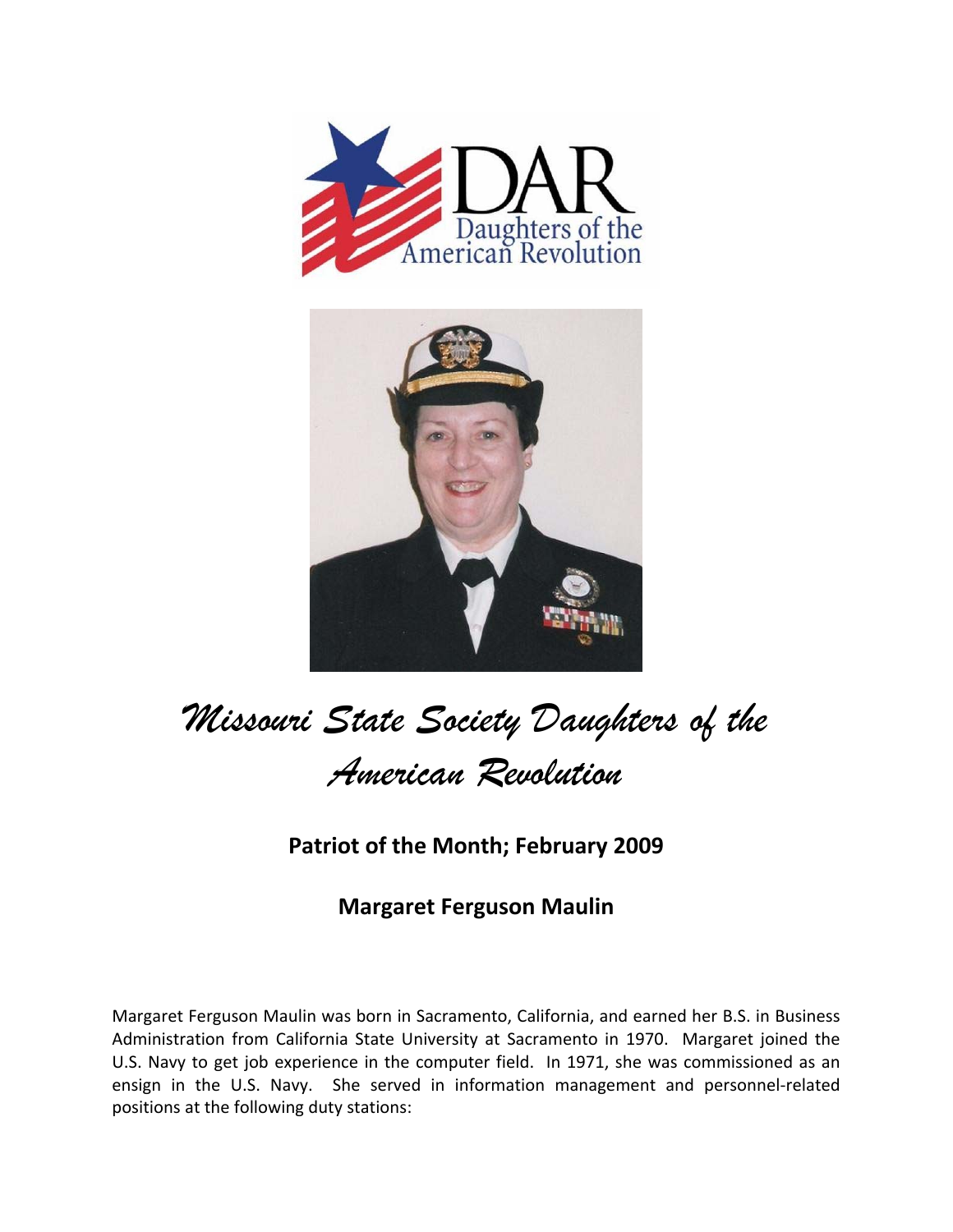# Missouri State Society Daughters of the American Revolution

## Patriot of the Month; February 2009

## Margaret Ferguson Maulin

Margaret Ferguson Maulin was born in Sacramento, California, and earned her B.S. in Business Administration from California State University at Sacramento in 1970. Margaret joined the U.S. Navy to get job experience in the computer field. In 1971, she was commissioned as an ensign in the U.S. Navy. She served in information management and personnel-related positions at the following duty stations: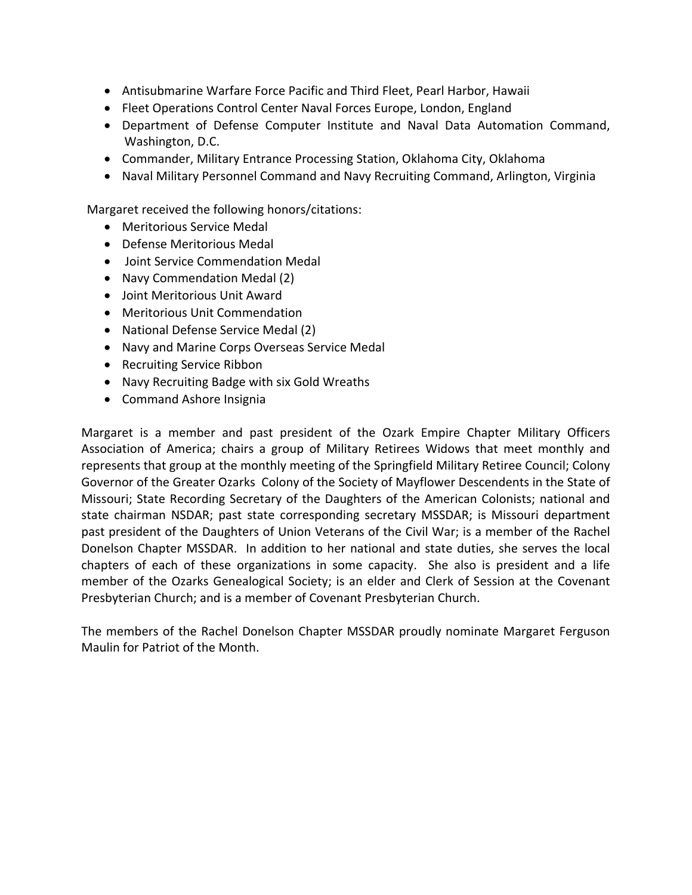- Antisubmarine Warfare Force Pacific and Third Fleet, Pearl Harbor, Hawaii
- Fleet Operations Control Center Naval Forces Europe, London, England
- Department of Defense Computer Institute and Naval Data Automation Command, Washington, D.C.
- Commander, Military Entrance Processing Station, Oklahoma City, Oklahoma
- Naval Military Personnel Command and Navy Recruiting Command, Arlington, Virginia

Margaret received the following honors/citations:

- Meritorious Service Medal
- Defense Meritorious Medal
- Joint Service Commendation Medal
- Navy Commendation Medal (2)
- Joint Meritorious Unit Award
- Meritorious Unit Commendation
- National Defense Service Medal (2)
- Navy and Marine Corps Overseas Service Medal
- Recruiting Service Ribbon
- Navy Recruiting Badge with six Gold Wreaths
- Command Ashore Insignia

Margaret is a member and past president of the Ozark Empire Chapter Military Officers Association of America; chairs a group of Military Retirees Widows that meet monthly and represents that group at the monthly meeting of the Springfield Military Retiree Council; Colony Governor of the Greater Ozarks Colony of the Society of Mayflower Descendents in the State of Missouri; State Recording Secretary of the Daughters of the American Colonists; national and state chairman NSDAR; past state corresponding secretary MSSDAR; is Missouri department past president of the Daughters of Union Veterans of the Civil War; is a member of the Rachel Donelson Chapter MSSDAR. In addition to her national and state duties, she serves the local chapters of each of these organizations in some capacity. She also is president and a life member of the Ozarks Genealogical Society; is an elder and Clerk of Session at the Covenant Presbyterian Church; and is a member of Covenant Presbyterian Church.

The members of the Rachel Donelson Chapter MSSDAR proudly nominate Margaret Ferguson Maulin for Patriot of the Month.